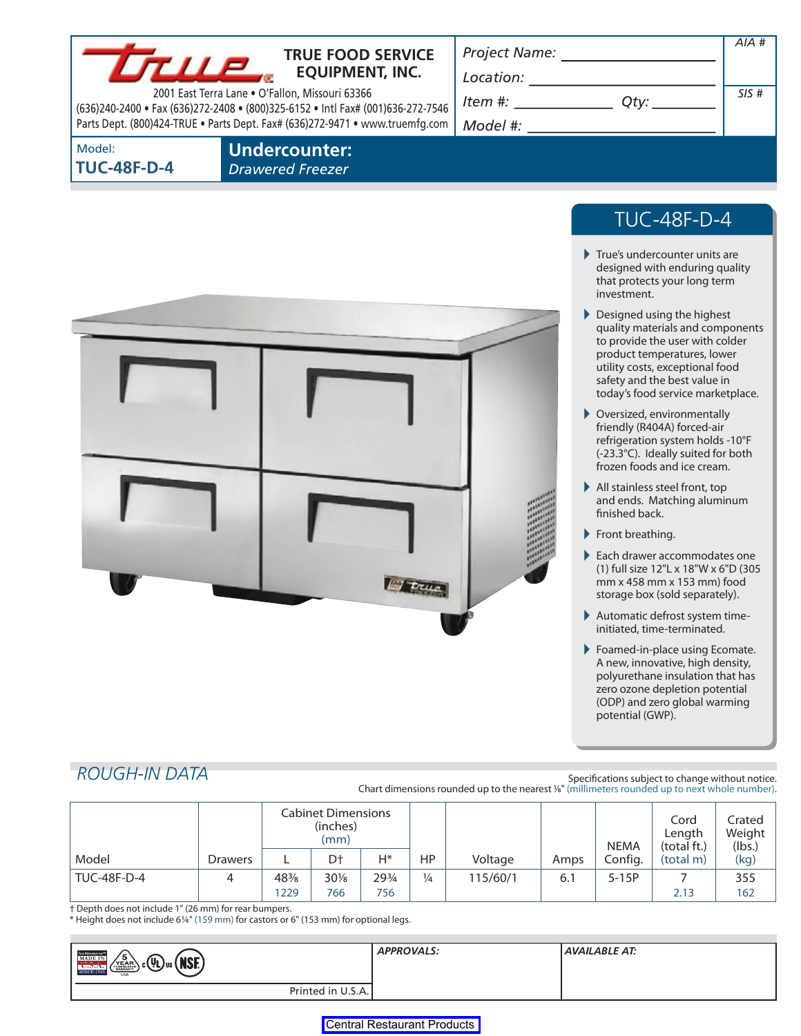# TRUE FOOD SERVICE EQUIPMENT, INC.

2001 East Terra Lane • O'Fallon, Missouri 63366
(636)240-2400 • Fax (636)272-2408 • (800)325-6152 • Intl Fax# (001)636-272-7546
Parts Dept. (800)424-TRUE • Parts Dept. Fax# (636)272-9471 • www.truemfg.com

*Project Name:* ______________________
*Location:* ______________________
*Item #:* ______________ *Qty:* __________
*Model #:* ______________________

*AIA #*

*SIS #*

Model:
**TUC-48F-D-4**

**Undercounter:**
*Drawered Freezer*

## TUC-48F-D-4

- True's undercounter units are designed with enduring quality that protects your long term investment.
- Designed using the highest quality materials and components to provide the user with colder product temperatures, lower utility costs, exceptional food safety and the best value in today's food service marketplace.
- Oversized, environmentally friendly (R404A) forced-air refrigeration system holds -10°F (-23.3°C). Ideally suited for both frozen foods and ice cream.
- All stainless steel front, top and ends. Matching aluminum finished back.
- Front breathing.
- Each drawer accommodates one (1) full size 12"L x 18"W x 6"D (305 mm x 458 mm x 153 mm) food storage box (sold separately).
- Automatic defrost system time-initiated, time-terminated.
- Foamed-in-place using Ecomate. A new, innovative, high density, polyurethane insulation that has zero ozone depletion potential (ODP) and zero global warming potential (GWP).

## ROUGH-IN DATA

Specifications subject to change without notice.
Chart dimensions rounded up to the nearest ⅛" (millimeters rounded up to next whole number).

| Model | Drawers | Cabinet Dimensions (inches) (mm) | | | HP | Voltage | Amps | NEMA Config. | Cord Length (total ft.) (total m) | Crated Weight (lbs.) (kg) |
|---|---|---|---|---|---|---|---|---|---|---|
| | | L | D† | H* | | | | | | |
| TUC-48F-D-4 | 4 | 48⅜ 1229 | 30⅛ 766 | 29¾ 756 | ¼ | 115/60/1 | 6.1 | 5-15P | 7 2.13 | 355 162 |

† Depth does not include 1" (26 mm) for rear bumpers.
* Height does not include 6¼" (159 mm) for castors or 6" (153 mm) for optional legs.

*APPROVALS:*

*AVAILABLE AT:*

Printed in U.S.A.

Central Restaurant Products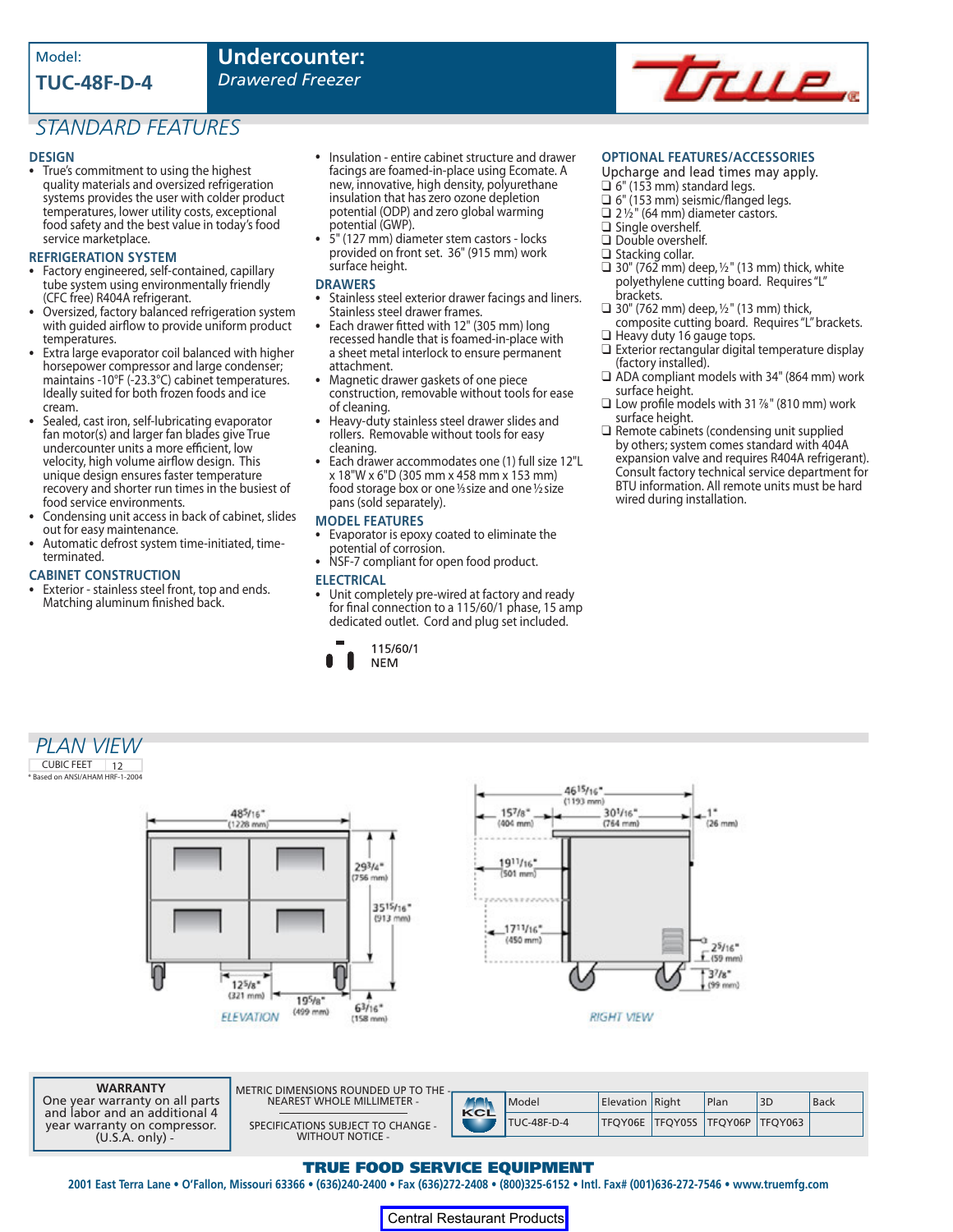Model:

**TUC-48F-D-4**

# Undercounter:

*Drawered Freezer*

## *STANDARD FEATURES*

### DESIGN

- True's commitment to using the highest quality materials and oversized refrigeration systems provides the user with colder product temperatures, lower utility costs, exceptional food safety and the best value in today's food service marketplace.

### REFRIGERATION SYSTEM

- Factory engineered, self-contained, capillary tube system using environmentally friendly (CFC free) R404A refrigerant.
- Oversized, factory balanced refrigeration system with guided airflow to provide uniform product temperatures.
- Extra large evaporator coil balanced with higher horsepower compressor and large condenser; maintains -10°F (-23.3°C) cabinet temperatures. Ideally suited for both frozen foods and ice cream.
- Sealed, cast iron, self-lubricating evaporator fan motor(s) and larger fan blades give True undercounter units a more efficient, low velocity, high volume airflow design. This unique design ensures faster temperature recovery and shorter run times in the busiest of food service environments.
- Condensing unit access in back of cabinet, slides out for easy maintenance.
- Automatic defrost system time-initiated, time-terminated.

### CABINET CONSTRUCTION

- Exterior - stainless steel front, top and ends. Matching aluminum finished back.
- Insulation - entire cabinet structure and drawer facings are foamed-in-place using Ecomate. A new, innovative, high density, polyurethane insulation that has zero ozone depletion potential (ODP) and zero global warming potential (GWP).
- 5" (127 mm) diameter stem castors - locks provided on front set. 36" (915 mm) work surface height.

### DRAWERS

- Stainless steel exterior drawer facings and liners. Stainless steel drawer frames.
- Each drawer fitted with 12" (305 mm) long recessed handle that is foamed-in-place with a sheet metal interlock to ensure permanent attachment.
- Magnetic drawer gaskets of one piece construction, removable without tools for ease of cleaning.
- Heavy-duty stainless steel drawer slides and rollers. Removable without tools for easy cleaning.
- Each drawer accommodates one (1) full size 12"L x 18"W x 6"D (305 mm x 458 mm x 153 mm) food storage box or one ⅓ size and one ½ size pans (sold separately).

### MODEL FEATURES

- Evaporator is epoxy coated to eliminate the potential of corrosion.
- NSF-7 compliant for open food product.

### ELECTRICAL

- Unit completely pre-wired at factory and ready for final connection to a 115/60/1 phase, 15 amp dedicated outlet. Cord and plug set included.

115/60/1
NEM

### OPTIONAL FEATURES/ACCESSORIES

Upcharge and lead times may apply.

- ❑ 6" (153 mm) standard legs.
- ❑ 6" (153 mm) seismic/flanged legs.
- ❑ 2½" (64 mm) diameter castors.
- ❑ Single overshelf.
- ❑ Double overshelf.
- ❑ Stacking collar.
- ❑ 30" (762 mm) deep, ½" (13 mm) thick, white polyethylene cutting board. Requires "L" brackets.
- ❑ 30" (762 mm) deep, ½" (13 mm) thick, composite cutting board. Requires "L" brackets.
- ❑ Heavy duty 16 gauge tops.
- ❑ Exterior rectangular digital temperature display (factory installed).
- ❑ ADA compliant models with 34" (864 mm) work surface height.
- ❑ Low profile models with 31⅞" (810 mm) work surface height.
- ❑ Remote cabinets (condensing unit supplied by others; system comes standard with 404A expansion valve and requires R404A refrigerant). Consult factory technical service department for BTU information. All remote units must be hard wired during installation.

## *PLAN VIEW*

| CUBIC FEET | 12 |
|---|---|

* Based on ANSI/AHAM HRF-1-2004

48⁵⁄₁₆" (1228 mm)
29¾" (756 mm)
35¹⁵⁄₁₆" (913 mm)
12⅝" (321 mm)
19⅝" (499 mm)
6³⁄₁₆" (158 mm)
ELEVATION

46¹⁵⁄₁₆" (1193 mm)
15⅞" (404 mm)
30¹⁄₁₆" (764 mm)
1" (26 mm)
19¹¹⁄₁₆" (501 mm)
17¹¹⁄₁₆" (450 mm)
2⁵⁄₁₆" (59 mm)
3⅞" (99 mm)
RIGHT VIEW

**WARRANTY**
One year warranty on all parts and labor and an additional 4 year warranty on compressor. (U.S.A. only) -

METRIC DIMENSIONS ROUNDED UP TO THE NEAREST WHOLE MILLIMETER -

SPECIFICATIONS SUBJECT TO CHANGE WITHOUT NOTICE -

| Model | Elevation | Right | Plan | 3D | Back |
|---|---|---|---|---|---|
| TUC-48F-D-4 | TFQY06E | TFQY05S | TFQY06P | TFQY063 | |

**TRUE FOOD SERVICE EQUIPMENT**

2001 East Terra Lane • O'Fallon, Missouri 63366 • (636)240-2400 • Fax (636)272-2408 • (800)325-6152 • Intl. Fax# (001)636-272-7546 • www.truemfg.com

Central Restaurant Products